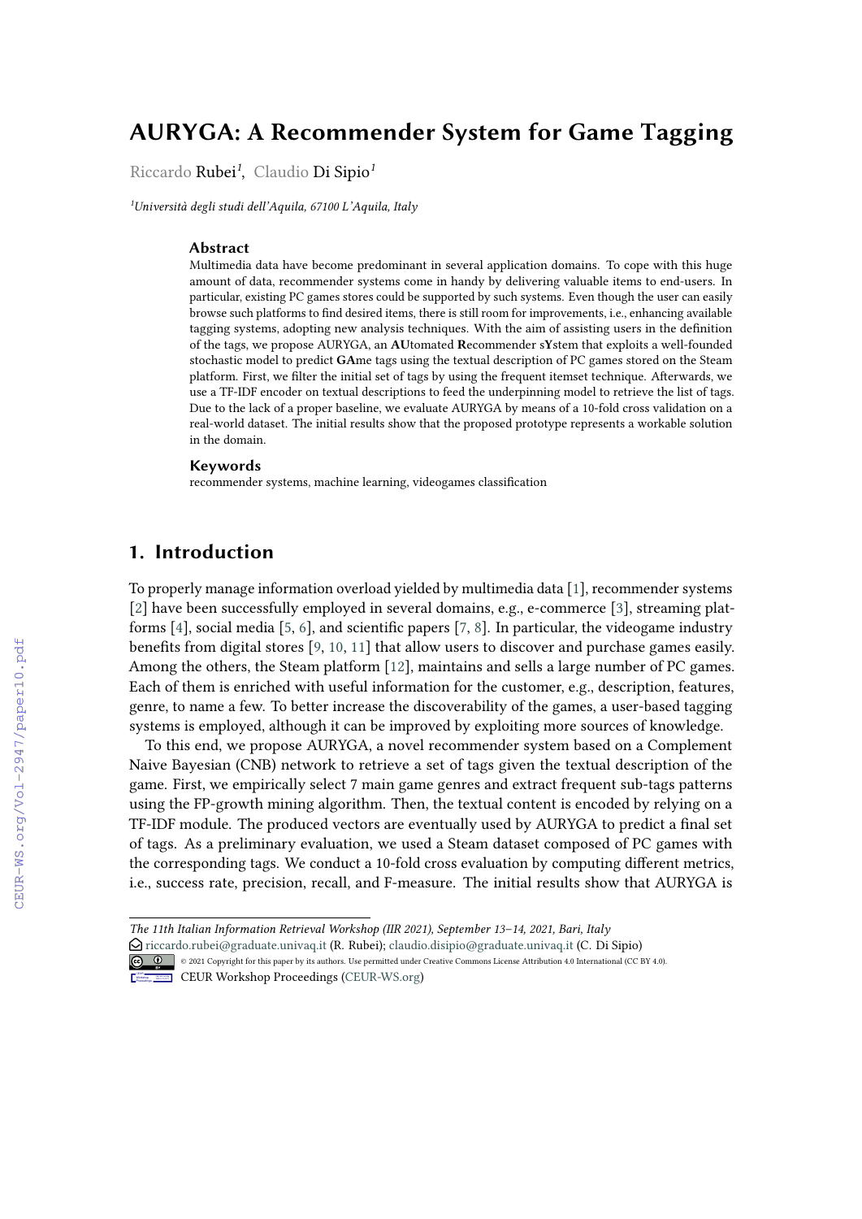# AURYGA: A Recommender System for Game Tagging

Riccardo Rubei[1], Claudio Di Sipio[1]

[1]*Università degli studi dell'Aquila, 67100 L'Aquila, Italy*

### Abstract

Multimedia data have become predominant in several application domains. To cope with this huge amount of data, recommender systems come in handy by delivering valuable items to end-users. In particular, existing PC games stores could be supported by such systems. Even though the user can easily browse such platforms to find desired items, there is still room for improvements, i.e., enhancing available tagging systems, adopting new analysis techniques. With the aim of assisting users in the definition of the tags, we propose AURYGA, an **AU**tomated **R**ecommender s**Y**stem that exploits a well-founded stochastic model to predict **GA**me tags using the textual description of PC games stored on the Steam platform. First, we filter the initial set of tags by using the frequent itemset technique. Afterwards, we use a TF-IDF encoder on textual descriptions to feed the underpinning model to retrieve the list of tags. Due to the lack of a proper baseline, we evaluate AURYGA by means of a 10-fold cross validation on a real-world dataset. The initial results show that the proposed prototype represents a workable solution in the domain.

### Keywords

recommender systems, machine learning, videogames classification

## 1. Introduction

To properly manage information overload yielded by multimedia data [1], recommender systems [2] have been successfully employed in several domains, e.g., e-commerce [3], streaming platforms [4], social media [5, 6], and scientific papers [7, 8]. In particular, the videogame industry benefits from digital stores [9, 10, 11] that allow users to discover and purchase games easily. Among the others, the Steam platform [12], maintains and sells a large number of PC games. Each of them is enriched with useful information for the customer, e.g., description, features, genre, to name a few. To better increase the discoverability of the games, a user-based tagging systems is employed, although it can be improved by exploiting more sources of knowledge.

To this end, we propose AURYGA, a novel recommender system based on a Complement Naive Bayesian (CNB) network to retrieve a set of tags given the textual description of the game. First, we empirically select 7 main game genres and extract frequent sub-tags patterns using the FP-growth mining algorithm. Then, the textual content is encoded by relying on a TF-IDF module. The produced vectors are eventually used by AURYGA to predict a final set of tags. As a preliminary evaluation, we used a Steam dataset composed of PC games with the corresponding tags. We conduct a 10-fold cross evaluation by computing different metrics, i.e., success rate, precision, recall, and F-measure. The initial results show that AURYGA is

*The 11th Italian Information Retrieval Workshop (IIR 2021), September 13–14, 2021, Bari, Italy*
riccardo.rubei@graduate.univaq.it (R. Rubei); claudio.disipio@graduate.univaq.it (C. Di Sipio)
© 2021 Copyright for this paper by its authors. Use permitted under Creative Commons License Attribution 4.0 International (CC BY 4.0).
CEUR Workshop Proceedings (CEUR-WS.org)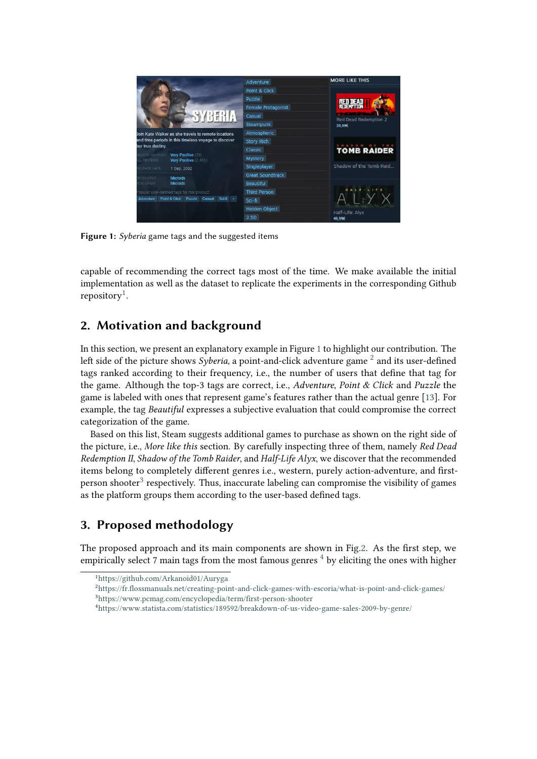Figure 1: *Syberia* game tags and the suggested items

capable of recommending the correct tags most of the time. We make available the initial implementation as well as the dataset to replicate the experiments in the corresponding Github repository[1].

## 2. Motivation and background

In this section, we present an explanatory example in Figure 1 to highlight our contribution. The left side of the picture shows *Syberia*, a point-and-click adventure game [2] and its user-defined tags ranked according to their frequency, i.e., the number of users that define that tag for the game. Although the top-3 tags are correct, i.e., *Adventure*, *Point & Click* and *Puzzle* the game is labeled with ones that represent game's features rather than the actual genre [13]. For example, the tag *Beautiful* expresses a subjective evaluation that could compromise the correct categorization of the game.

Based on this list, Steam suggests additional games to purchase as shown on the right side of the picture, i.e., *More like this* section. By carefully inspecting three of them, namely *Red Dead Redemption II*, *Shadow of the Tomb Raider*, and *Half-Life Alyx*, we discover that the recommended items belong to completely different genres i.e., western, purely action-adventure, and first-person shooter[3] respectively. Thus, inaccurate labeling can compromise the visibility of games as the platform groups them according to the user-based defined tags.

## 3. Proposed methodology

The proposed approach and its main components are shown in Fig.2. As the first step, we empirically select 7 main tags from the most famous genres [4] by eliciting the ones with higher

[1] https://github.com/Arkanoid01/Auryga
[2] https://fr.flossmanuals.net/creating-point-and-click-games-with-escoria/what-is-point-and-click-games/
[3] https://www.pcmag.com/encyclopedia/term/first-person-shooter
[4] https://www.statista.com/statistics/189592/breakdown-of-us-video-game-sales-2009-by-genre/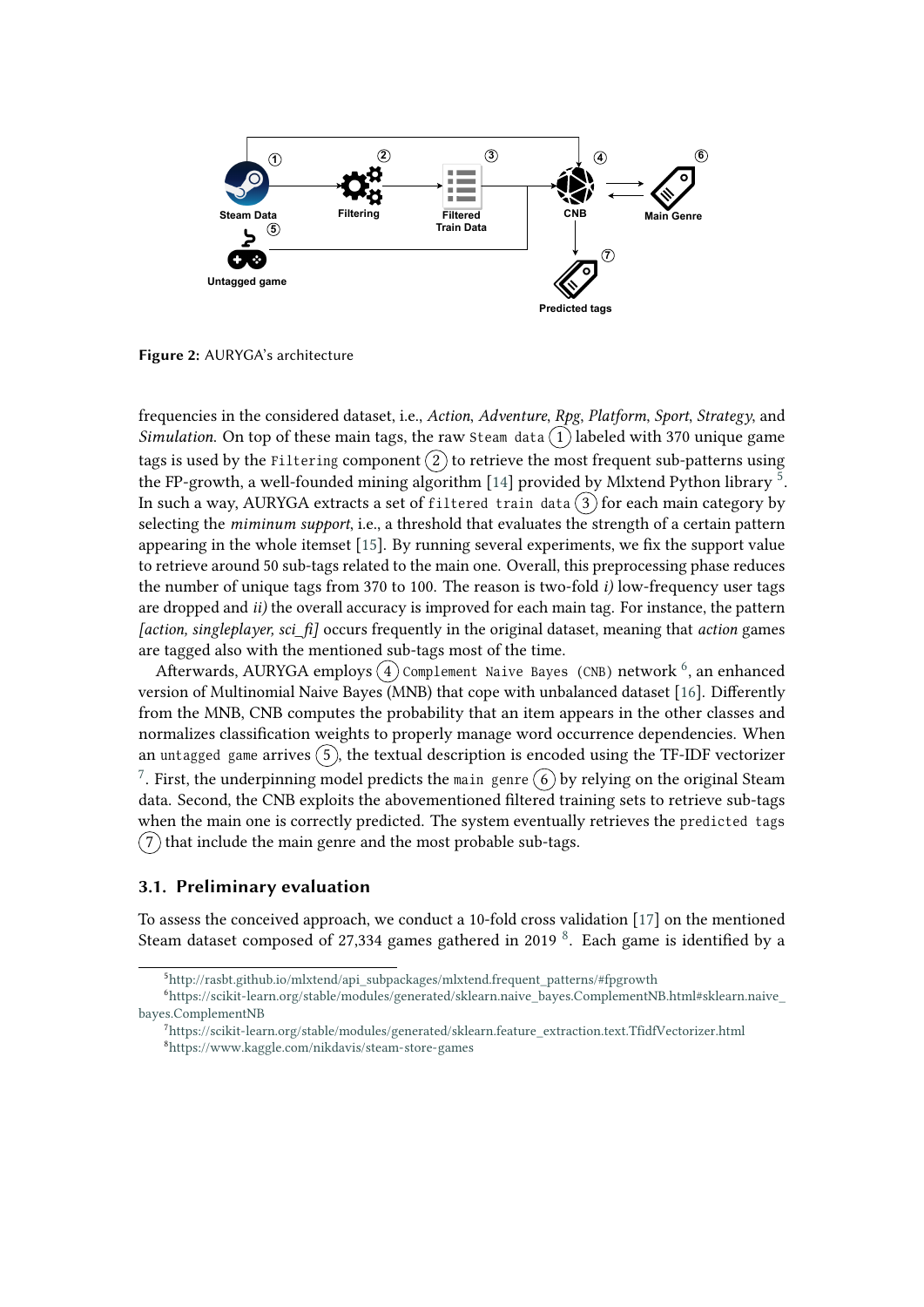Figure 2: AURYGA's architecture

frequencies in the considered dataset, i.e., *Action*, *Adventure*, *Rpg*, *Platform*, *Sport*, *Strategy*, and *Simulation*. On top of these main tags, the raw `Steam data` (1) labeled with 370 unique game tags is used by the `Filtering` component (2) to retrieve the most frequent sub-patterns using the FP-growth, a well-founded mining algorithm [14] provided by Mlxtend Python library [5]. In such a way, AURYGA extracts a set of `filtered train data` (3) for each main category by selecting the *miminum support*, i.e., a threshold that evaluates the strength of a certain pattern appearing in the whole itemset [15]. By running several experiments, we fix the support value to retrieve around 50 sub-tags related to the main one. Overall, this preprocessing phase reduces the number of unique tags from 370 to 100. The reason is two-fold *i)* low-frequency user tags are dropped and *ii)* the overall accuracy is improved for each main tag. For instance, the pattern *[action, singleplayer, sci_fi]* occurs frequently in the original dataset, meaning that *action* games are tagged also with the mentioned sub-tags most of the time.

Afterwards, AURYGA employs (4) `Complement Naive Bayes (CNB)` network [6], an enhanced version of Multinomial Naive Bayes (MNB) that cope with unbalanced dataset [16]. Differently from the MNB, CNB computes the probability that an item appears in the other classes and normalizes classification weights to properly manage word occurrence dependencies. When an `untagged game` arrives (5), the textual description is encoded using the TF-IDF vectorizer [7]. First, the underpinning model predicts the `main genre` (6) by relying on the original Steam data. Second, the CNB exploits the abovementioned filtered training sets to retrieve sub-tags when the main one is correctly predicted. The system eventually retrieves the `predicted tags` (7) that include the main genre and the most probable sub-tags.

### 3.1. Preliminary evaluation

To assess the conceived approach, we conduct a 10-fold cross validation [17] on the mentioned Steam dataset composed of 27,334 games gathered in 2019 [8]. Each game is identified by a

[5] http://rasbt.github.io/mlxtend/api_subpackages/mlxtend.frequent_patterns/#fpgrowth
[6] https://scikit-learn.org/stable/modules/generated/sklearn.naive_bayes.ComplementNB.html#sklearn.naive_bayes.ComplementNB
[7] https://scikit-learn.org/stable/modules/generated/sklearn.feature_extraction.text.TfidfVectorizer.html
[8] https://www.kaggle.com/nikdavis/steam-store-games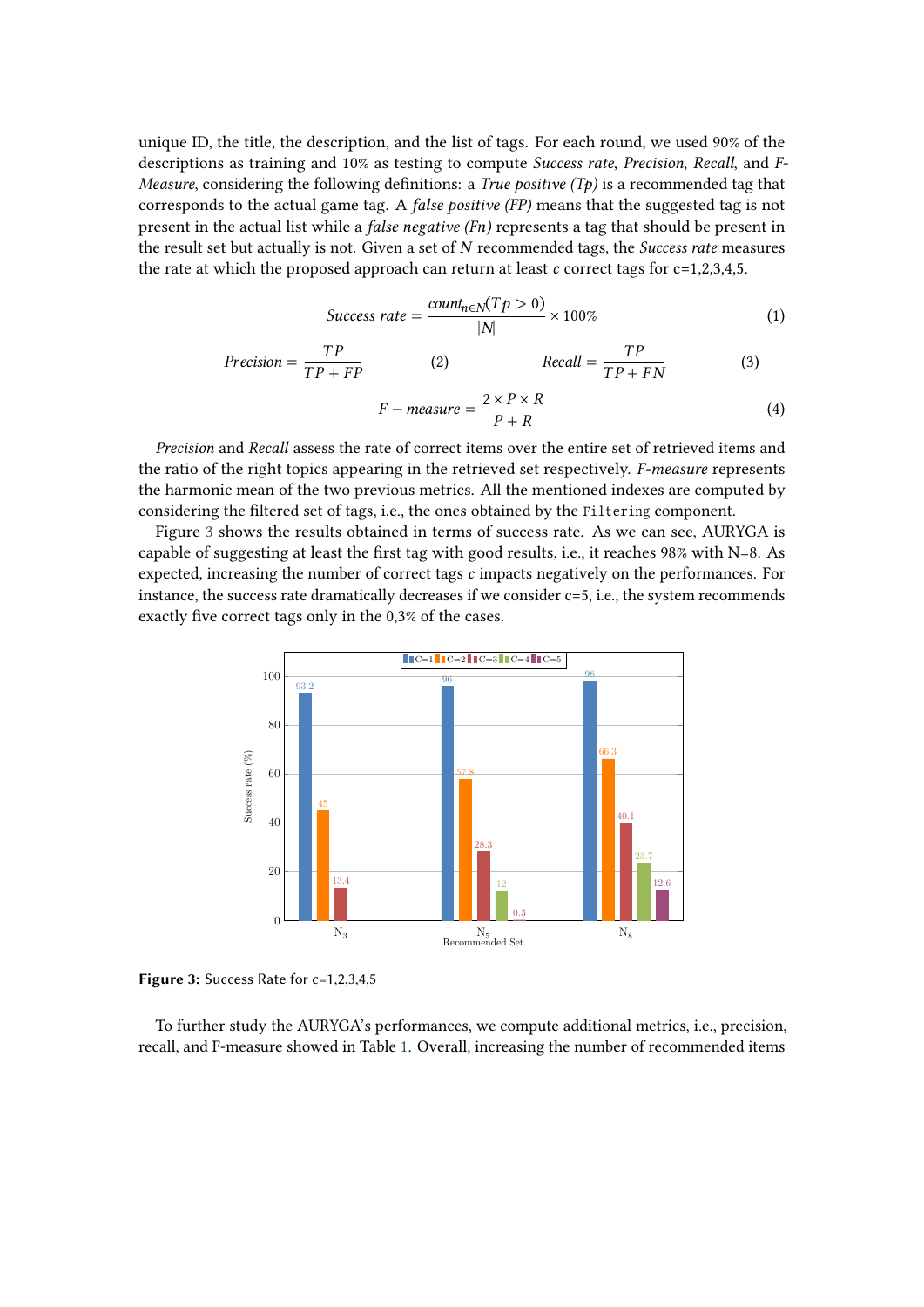unique ID, the title, the description, and the list of tags. For each round, we used 90% of the descriptions as training and 10% as testing to compute *Success rate*, *Precision*, *Recall*, and *F-Measure*, considering the following definitions: a *True positive (Tp)* is a recommended tag that corresponds to the actual game tag. A *false positive (FP)* means that the suggested tag is not present in the actual list while a *false negative (Fn)* represents a tag that should be present in the result set but actually is not. Given a set of $N$ recommended tags, the *Success rate* measures the rate at which the proposed approach can return at least $c$ correct tags for c=1,2,3,4,5.

$$Success\ rate = \frac{count_{n \in N}(Tp > 0)}{|N|} \times 100\% \tag{1}$$

$$Precision = \frac{TP}{TP + FP} \tag{2}$$

$$Recall = \frac{TP}{TP + FN} \tag{3}$$

$$F - measure = \frac{2 \times P \times R}{P + R} \tag{4}$$

*Precision* and *Recall* assess the rate of correct items over the entire set of retrieved items and the ratio of the right topics appearing in the retrieved set respectively. *F-measure* represents the harmonic mean of the two previous metrics. All the mentioned indexes are computed by considering the filtered set of tags, i.e., the ones obtained by the `Filtering` component.

Figure 3 shows the results obtained in terms of success rate. As we can see, AURYGA is capable of suggesting at least the first tag with good results, i.e., it reaches 98% with N=8. As expected, increasing the number of correct tags $c$ impacts negatively on the performances. For instance, the success rate dramatically decreases if we consider c=5, i.e., the system recommends exactly five correct tags only in the 0,3% of the cases.

| Recommended Set | C=1 | C=2 | C=3 | C=4 | C=5 |
|---|---|---|---|---|---|
| $N_3$ | 93.2 | 45 | 13.4 | | |
| $N_5$ | 96 | 57.8 | 28.3 | 12 | 0.3 |
| $N_8$ | 98 | 66.3 | 40.1 | 23.7 | 12.6 |

**Figure 3:** Success Rate for c=1,2,3,4,5

To further study the AURYGA's performances, we compute additional metrics, i.e., precision, recall, and F-measure showed in Table 1. Overall, increasing the number of recommended items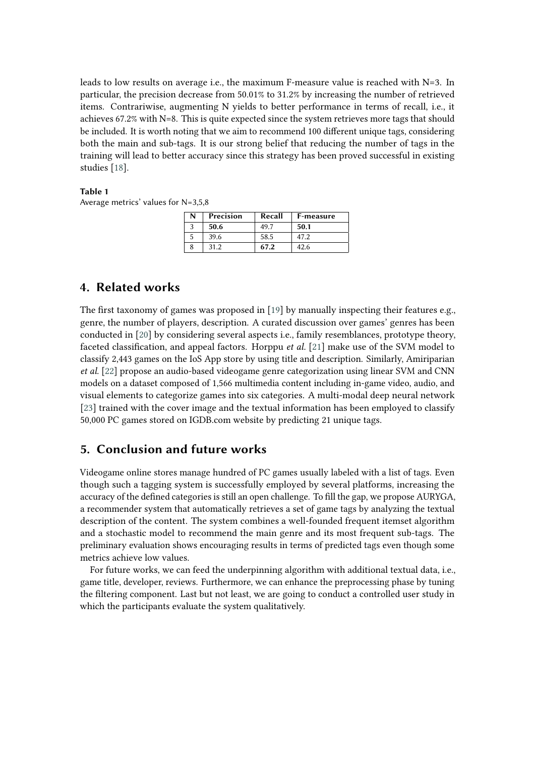leads to low results on average i.e., the maximum F-measure value is reached with N=3. In particular, the precision decrease from 50.01% to 31.2% by increasing the number of retrieved items. Contrariwise, augmenting N yields to better performance in terms of recall, i.e., it achieves 67.2% with N=8. This is quite expected since the system retrieves more tags that should be included. It is worth noting that we aim to recommend 100 different unique tags, considering both the main and sub-tags. It is our strong belief that reducing the number of tags in the training will lead to better accuracy since this strategy has been proved successful in existing studies [18].

**Table 1**
Average metrics' values for N=3,5,8

| N | Precision | Recall | F-measure |
|---|---|---|---|
| 3 | **50.6** | 49.7 | **50.1** |
| 5 | 39.6 | 58.5 | 47.2 |
| 8 | 31.2 | **67.2** | 42.6 |

## 4. Related works

The first taxonomy of games was proposed in [19] by manually inspecting their features e.g., genre, the number of players, description. A curated discussion over games' genres has been conducted in [20] by considering several aspects i.e., family resemblances, prototype theory, faceted classification, and appeal factors. Horppu *et al.* [21] make use of the SVM model to classify 2,443 games on the IoS App store by using title and description. Similarly, Amiriparian *et al.* [22] propose an audio-based videogame genre categorization using linear SVM and CNN models on a dataset composed of 1,566 multimedia content including in-game video, audio, and visual elements to categorize games into six categories. A multi-modal deep neural network [23] trained with the cover image and the textual information has been employed to classify 50,000 PC games stored on IGDB.com website by predicting 21 unique tags.

## 5. Conclusion and future works

Videogame online stores manage hundred of PC games usually labeled with a list of tags. Even though such a tagging system is successfully employed by several platforms, increasing the accuracy of the defined categories is still an open challenge. To fill the gap, we propose AURYGA, a recommender system that automatically retrieves a set of game tags by analyzing the textual description of the content. The system combines a well-founded frequent itemset algorithm and a stochastic model to recommend the main genre and its most frequent sub-tags. The preliminary evaluation shows encouraging results in terms of predicted tags even though some metrics achieve low values.

For future works, we can feed the underpinning algorithm with additional textual data, i.e., game title, developer, reviews. Furthermore, we can enhance the preprocessing phase by tuning the filtering component. Last but not least, we are going to conduct a controlled user study in which the participants evaluate the system qualitatively.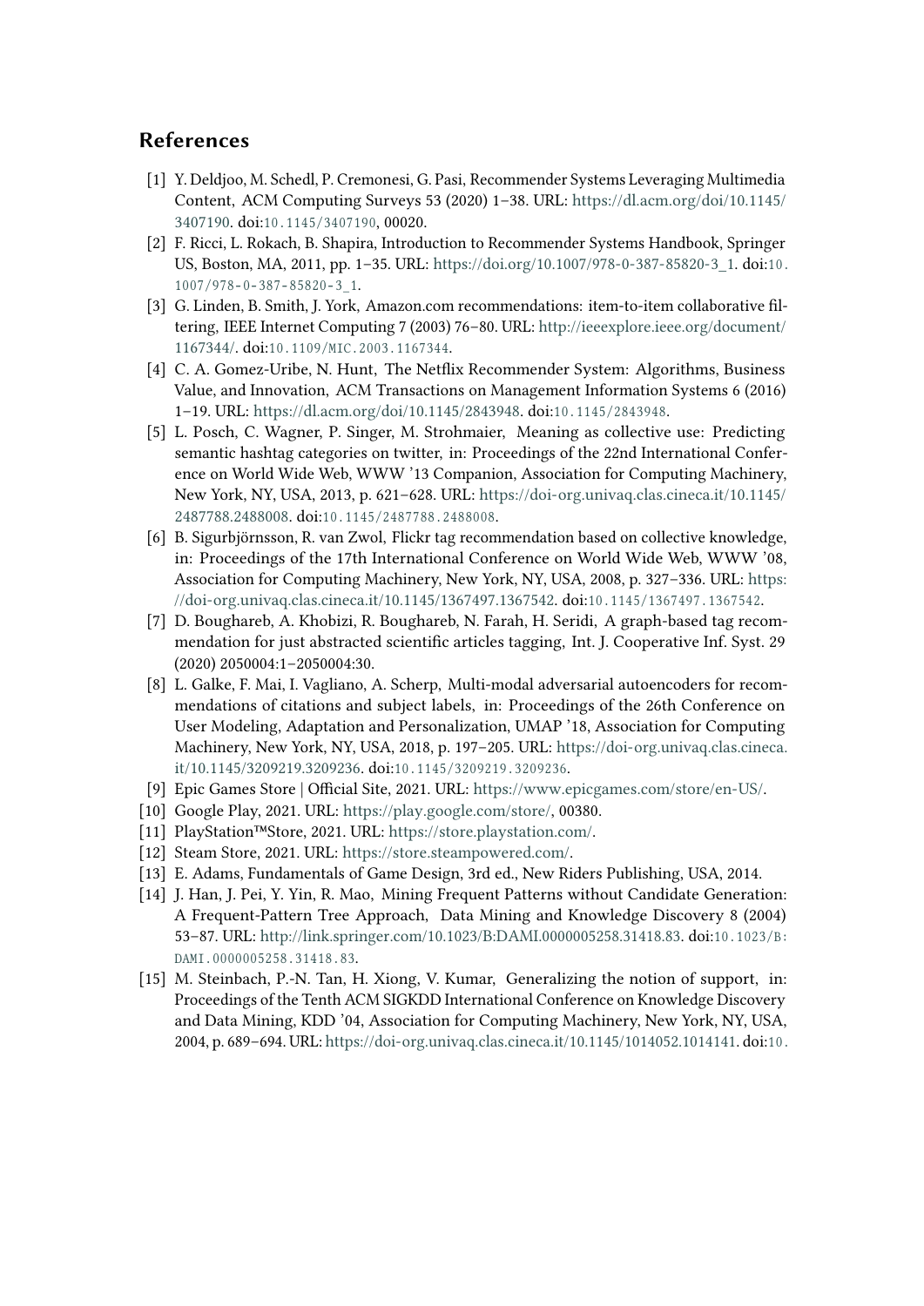## References

[1] Y. Deldjoo, M. Schedl, P. Cremonesi, G. Pasi, Recommender Systems Leveraging Multimedia Content, ACM Computing Surveys 53 (2020) 1–38. URL: https://dl.acm.org/doi/10.1145/3407190. doi:10.1145/3407190, 00020.

[2] F. Ricci, L. Rokach, B. Shapira, Introduction to Recommender Systems Handbook, Springer US, Boston, MA, 2011, pp. 1–35. URL: https://doi.org/10.1007/978-0-387-85820-3_1. doi:10.1007/978-0-387-85820-3_1.

[3] G. Linden, B. Smith, J. York, Amazon.com recommendations: item-to-item collaborative filtering, IEEE Internet Computing 7 (2003) 76–80. URL: http://ieeexplore.ieee.org/document/1167344/. doi:10.1109/MIC.2003.1167344.

[4] C. A. Gomez-Uribe, N. Hunt, The Netflix Recommender System: Algorithms, Business Value, and Innovation, ACM Transactions on Management Information Systems 6 (2016) 1–19. URL: https://dl.acm.org/doi/10.1145/2843948. doi:10.1145/2843948.

[5] L. Posch, C. Wagner, P. Singer, M. Strohmaier, Meaning as collective use: Predicting semantic hashtag categories on twitter, in: Proceedings of the 22nd International Conference on World Wide Web, WWW '13 Companion, Association for Computing Machinery, New York, NY, USA, 2013, p. 621–628. URL: https://doi-org.univaq.clas.cineca.it/10.1145/2487788.2488008. doi:10.1145/2487788.2488008.

[6] B. Sigurbjörnsson, R. van Zwol, Flickr tag recommendation based on collective knowledge, in: Proceedings of the 17th International Conference on World Wide Web, WWW '08, Association for Computing Machinery, New York, NY, USA, 2008, p. 327–336. URL: https://doi-org.univaq.clas.cineca.it/10.1145/1367497.1367542. doi:10.1145/1367497.1367542.

[7] D. Boughareb, A. Khobizi, R. Boughareb, N. Farah, H. Seridi, A graph-based tag recommendation for just abstracted scientific articles tagging, Int. J. Cooperative Inf. Syst. 29 (2020) 2050004:1–2050004:30.

[8] L. Galke, F. Mai, I. Vagliano, A. Scherp, Multi-modal adversarial autoencoders for recommendations of citations and subject labels, in: Proceedings of the 26th Conference on User Modeling, Adaptation and Personalization, UMAP '18, Association for Computing Machinery, New York, NY, USA, 2018, p. 197–205. URL: https://doi-org.univaq.clas.cineca.it/10.1145/3209219.3209236. doi:10.1145/3209219.3209236.

[9] Epic Games Store | Official Site, 2021. URL: https://www.epicgames.com/store/en-US/.

[10] Google Play, 2021. URL: https://play.google.com/store/, 00380.

[11] PlayStation™Store, 2021. URL: https://store.playstation.com/.

[12] Steam Store, 2021. URL: https://store.steampowered.com/.

[13] E. Adams, Fundamentals of Game Design, 3rd ed., New Riders Publishing, USA, 2014.

[14] J. Han, J. Pei, Y. Yin, R. Mao, Mining Frequent Patterns without Candidate Generation: A Frequent-Pattern Tree Approach, Data Mining and Knowledge Discovery 8 (2004) 53–87. URL: http://link.springer.com/10.1023/B:DAMI.0000005258.31418.83. doi:10.1023/B:DAMI.0000005258.31418.83.

[15] M. Steinbach, P.-N. Tan, H. Xiong, V. Kumar, Generalizing the notion of support, in: Proceedings of the Tenth ACM SIGKDD International Conference on Knowledge Discovery and Data Mining, KDD '04, Association for Computing Machinery, New York, NY, USA, 2004, p. 689–694. URL: https://doi-org.univaq.clas.cineca.it/10.1145/1014052.1014141. doi:10.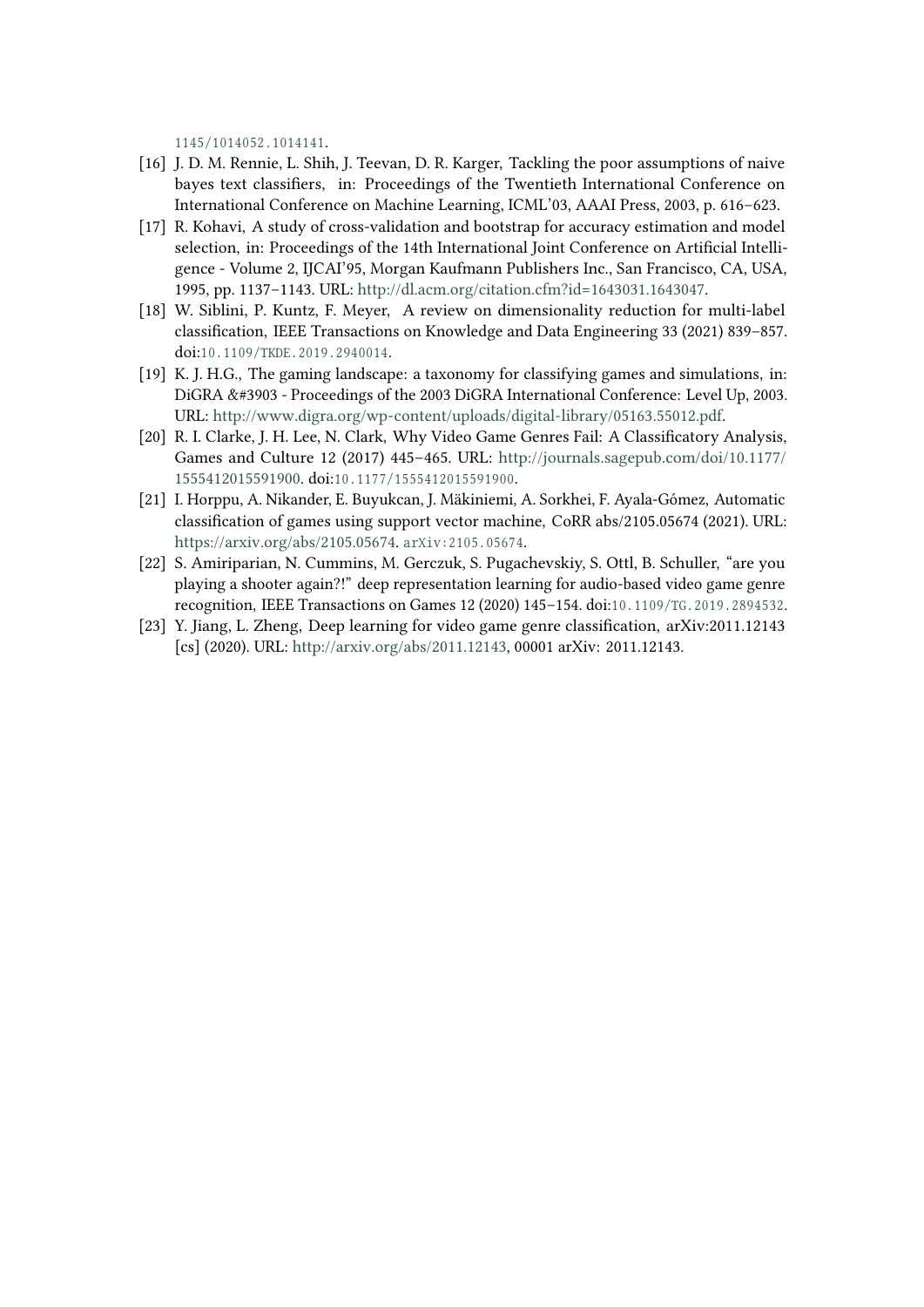1145/1014052.1014141.

[16] J. D. M. Rennie, L. Shih, J. Teevan, D. R. Karger, Tackling the poor assumptions of naive bayes text classifiers, in: Proceedings of the Twentieth International Conference on International Conference on Machine Learning, ICML'03, AAAI Press, 2003, p. 616–623.

[17] R. Kohavi, A study of cross-validation and bootstrap for accuracy estimation and model selection, in: Proceedings of the 14th International Joint Conference on Artificial Intelligence - Volume 2, IJCAI'95, Morgan Kaufmann Publishers Inc., San Francisco, CA, USA, 1995, pp. 1137–1143. URL: http://dl.acm.org/citation.cfm?id=1643031.1643047.

[18] W. Siblini, P. Kuntz, F. Meyer, A review on dimensionality reduction for multi-label classification, IEEE Transactions on Knowledge and Data Engineering 33 (2021) 839–857. doi:10.1109/TKDE.2019.2940014.

[19] K. J. H.G., The gaming landscape: a taxonomy for classifying games and simulations, in: DiGRA &#3903 - Proceedings of the 2003 DiGRA International Conference: Level Up, 2003. URL: http://www.digra.org/wp-content/uploads/digital-library/05163.55012.pdf.

[20] R. I. Clarke, J. H. Lee, N. Clark, Why Video Game Genres Fail: A Classificatory Analysis, Games and Culture 12 (2017) 445–465. URL: http://journals.sagepub.com/doi/10.1177/1555412015591900. doi:10.1177/1555412015591900.

[21] I. Horppu, A. Nikander, E. Buyukcan, J. Mäkiniemi, A. Sorkhei, F. Ayala-Gómez, Automatic classification of games using support vector machine, CoRR abs/2105.05674 (2021). URL: https://arxiv.org/abs/2105.05674. arXiv:2105.05674.

[22] S. Amiriparian, N. Cummins, M. Gerczuk, S. Pugachevskiy, S. Ottl, B. Schuller, "are you playing a shooter again?!" deep representation learning for audio-based video game genre recognition, IEEE Transactions on Games 12 (2020) 145–154. doi:10.1109/TG.2019.2894532.

[23] Y. Jiang, L. Zheng, Deep learning for video game genre classification, arXiv:2011.12143 [cs] (2020). URL: http://arxiv.org/abs/2011.12143, 00001 arXiv: 2011.12143.